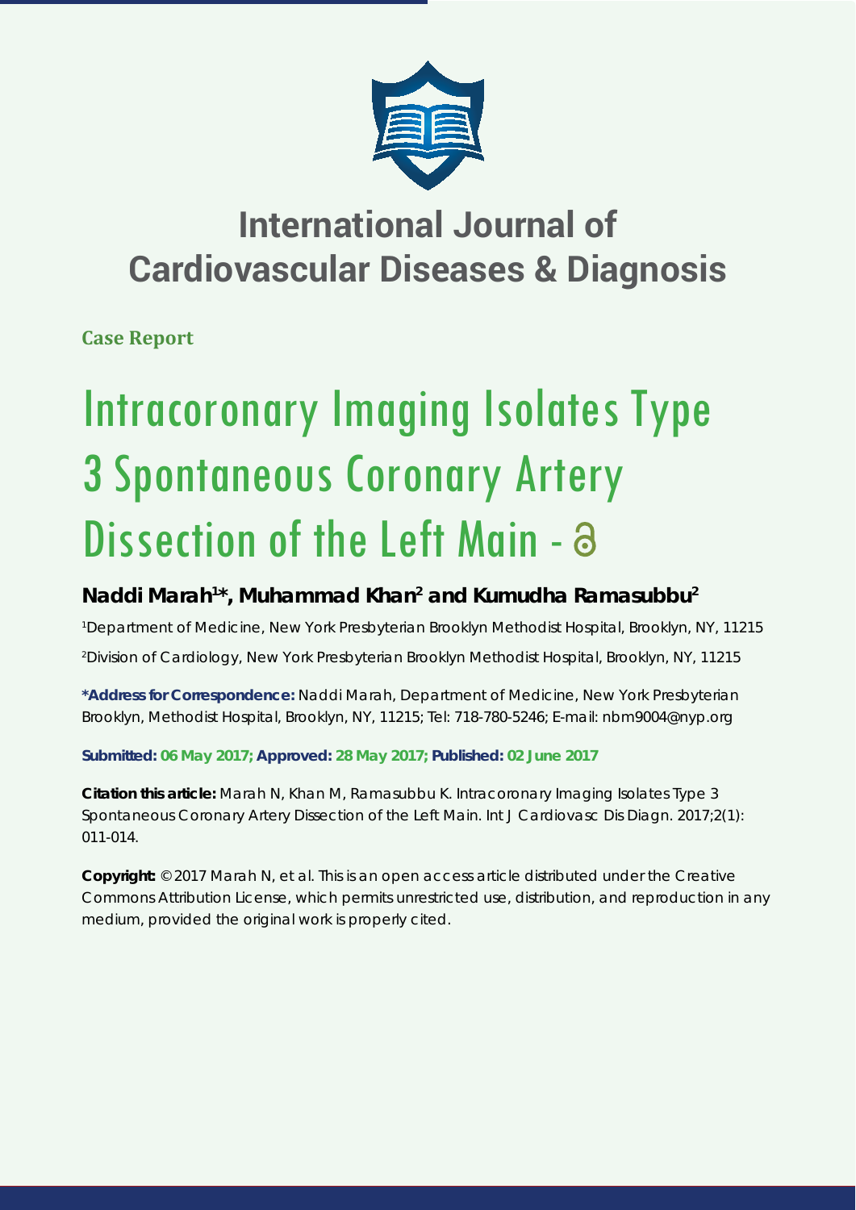# International Journal of Cardiovascular Diseases & Diagnosis

**Case Report**

# Intracoronary Imaging Isolates Type 3 Spontaneous Coronary Artery Dissection of the Left Main -

**Naddi Marah[1]*, Muhammad Khan[2] and Kumudha Ramasubbu[2]**

[1]Department of Medicine, New York Presbyterian Brooklyn Methodist Hospital, Brooklyn, NY, 11215

[2]Division of Cardiology, New York Presbyterian Brooklyn Methodist Hospital, Brooklyn, NY, 11215

**\*Address for Correspondence:** Naddi Marah, Department of Medicine, New York Presbyterian Brooklyn, Methodist Hospital, Brooklyn, NY, 11215; Tel: 718-780-5246; E-mail: nbm9004@nyp.org

**Submitted: 06 May 2017; Approved: 28 May 2017; Published: 02 June 2017**

**Citation this article:** Marah N, Khan M, Ramasubbu K. Intracoronary Imaging Isolates Type 3 Spontaneous Coronary Artery Dissection of the Left Main. Int J Cardiovasc Dis Diagn. 2017;2(1): 011-014.

**Copyright:** © 2017 Marah N, et al. This is an open access article distributed under the Creative Commons Attribution License, which permits unrestricted use, distribution, and reproduction in any medium, provided the original work is properly cited.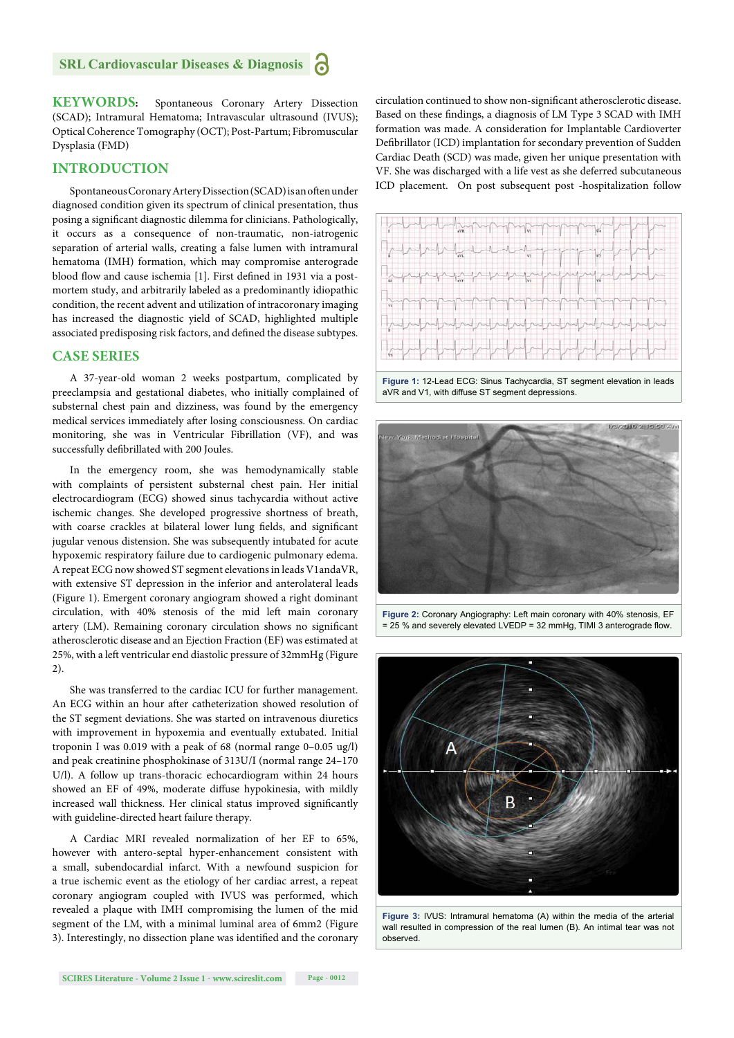**KEYWORDS:** Spontaneous Coronary Artery Dissection (SCAD); Intramural Hematoma; Intravascular ultrasound (IVUS); Optical Coherence Tomography (OCT); Post-Partum; Fibromuscular Dysplasia (FMD)

## INTRODUCTION

Spontaneous Coronary Artery Dissection (SCAD) is an often under diagnosed condition given its spectrum of clinical presentation, thus posing a significant diagnostic dilemma for clinicians. Pathologically, it occurs as a consequence of non-traumatic, non-iatrogenic separation of arterial walls, creating a false lumen with intramural hematoma (IMH) formation, which may compromise anterograde blood flow and cause ischemia [1]. First defined in 1931 via a post-mortem study, and arbitrarily labeled as a predominantly idiopathic condition, the recent advent and utilization of intracoronary imaging has increased the diagnostic yield of SCAD, highlighted multiple associated predisposing risk factors, and defined the disease subtypes.

## CASE SERIES

A 37-year-old woman 2 weeks postpartum, complicated by preeclampsia and gestational diabetes, who initially complained of substernal chest pain and dizziness, was found by the emergency medical services immediately after losing consciousness. On cardiac monitoring, she was in Ventricular Fibrillation (VF), and was successfully defibrillated with 200 Joules.

In the emergency room, she was hemodynamically stable with complaints of persistent substernal chest pain. Her initial electrocardiogram (ECG) showed sinus tachycardia without active ischemic changes. She developed progressive shortness of breath, with coarse crackles at bilateral lower lung fields, and significant jugular venous distension. She was subsequently intubated for acute hypoxemic respiratory failure due to cardiogenic pulmonary edema. A repeat ECG now showed ST segment elevations in leads V1andaVR, with extensive ST depression in the inferior and anterolateral leads (Figure 1). Emergent coronary angiogram showed a right dominant circulation, with 40% stenosis of the mid left main coronary artery (LM). Remaining coronary circulation shows no significant atherosclerotic disease and an Ejection Fraction (EF) was estimated at 25%, with a left ventricular end diastolic pressure of 32mmHg (Figure 2).

She was transferred to the cardiac ICU for further management. An ECG within an hour after catheterization showed resolution of the ST segment deviations. She was started on intravenous diuretics with improvement in hypoxemia and eventually extubated. Initial troponin I was 0.019 with a peak of 68 (normal range 0–0.05 ug/l) and peak creatinine phosphokinase of 313U/I (normal range 24–170 U/l). A follow up trans-thoracic echocardiogram within 24 hours showed an EF of 49%, moderate diffuse hypokinesia, with mildly increased wall thickness. Her clinical status improved significantly with guideline-directed heart failure therapy.

A Cardiac MRI revealed normalization of her EF to 65%, however with antero-septal hyper-enhancement consistent with a small, subendocardial infarct. With a newfound suspicion for a true ischemic event as the etiology of her cardiac arrest, a repeat coronary angiogram coupled with IVUS was performed, which revealed a plaque with IMH compromising the lumen of the mid segment of the LM, with a minimal luminal area of 6mm2 (Figure 3). Interestingly, no dissection plane was identified and the coronary circulation continued to show non-significant atherosclerotic disease. Based on these findings, a diagnosis of LM Type 3 SCAD with IMH formation was made. A consideration for Implantable Cardioverter Defibrillator (ICD) implantation for secondary prevention of Sudden Cardiac Death (SCD) was made, given her unique presentation with VF. She was discharged with a life vest as she deferred subcutaneous ICD placement. On post subsequent post -hospitalization follow

**Figure 1:** 12-Lead ECG: Sinus Tachycardia, ST segment elevation in leads aVR and V1, with diffuse ST segment depressions.

**Figure 2:** Coronary Angiography: Left main coronary with 40% stenosis, EF = 25 % and severely elevated LVEDP = 32 mmHg, TIMI 3 anterograde flow.

**Figure 3:** IVUS: Intramural hematoma (A) within the media of the arterial wall resulted in compression of the real lumen (B). An intimal tear was not observed.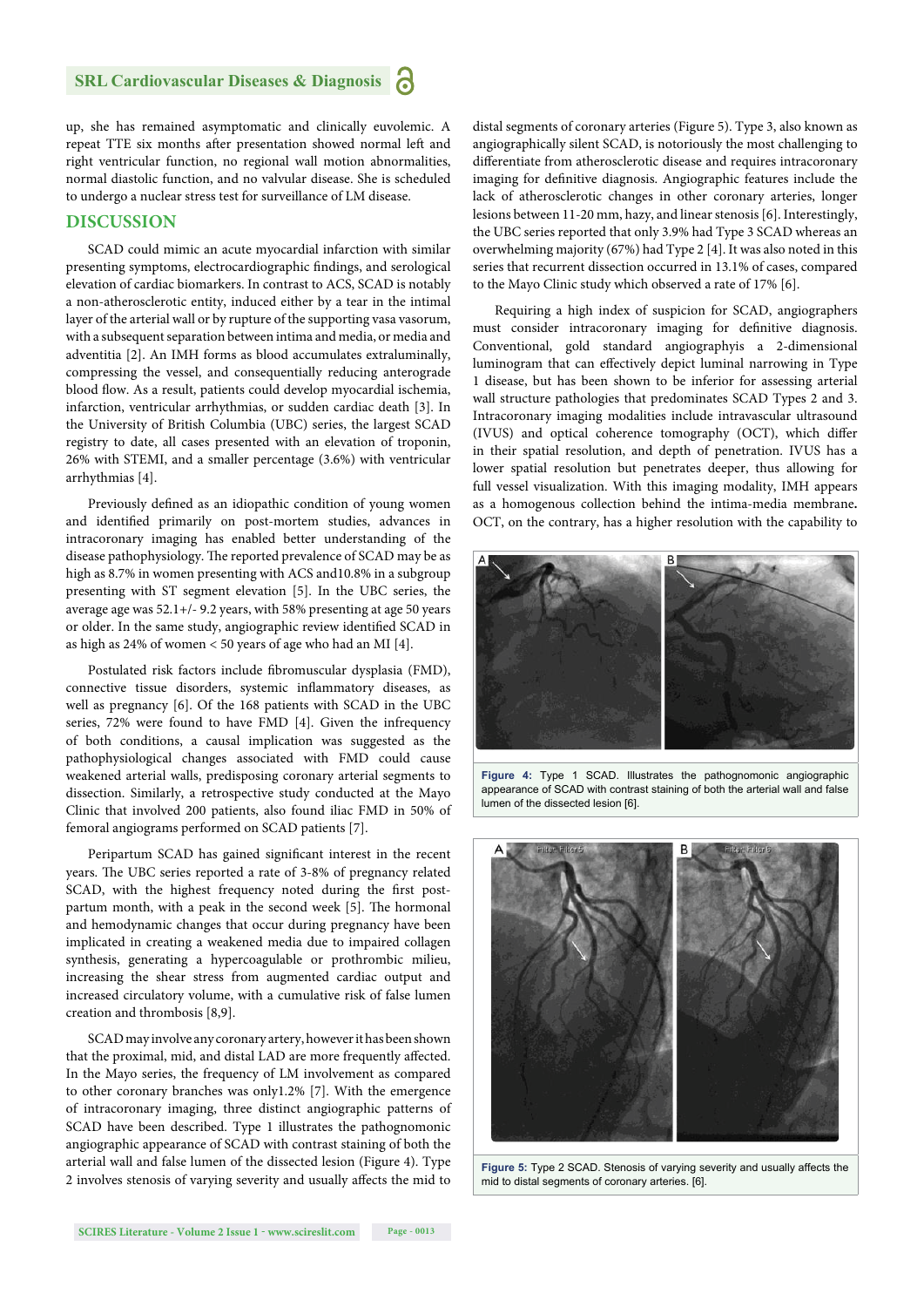up, she has remained asymptomatic and clinically euvolemic. A repeat TTE six months after presentation showed normal left and right ventricular function, no regional wall motion abnormalities, normal diastolic function, and no valvular disease. She is scheduled to undergo a nuclear stress test for surveillance of LM disease.

## DISCUSSION

SCAD could mimic an acute myocardial infarction with similar presenting symptoms, electrocardiographic findings, and serological elevation of cardiac biomarkers. In contrast to ACS, SCAD is notably a non-atherosclerotic entity, induced either by a tear in the intimal layer of the arterial wall or by rupture of the supporting vasa vasorum, with a subsequent separation between intima and media, or media and adventitia [2]. An IMH forms as blood accumulates extraluminally, compressing the vessel, and consequentially reducing anterograde blood flow. As a result, patients could develop myocardial ischemia, infarction, ventricular arrhythmias, or sudden cardiac death [3]. In the University of British Columbia (UBC) series, the largest SCAD registry to date, all cases presented with an elevation of troponin, 26% with STEMI, and a smaller percentage (3.6%) with ventricular arrhythmias [4].

Previously defined as an idiopathic condition of young women and identified primarily on post-mortem studies, advances in intracoronary imaging has enabled better understanding of the disease pathophysiology. The reported prevalence of SCAD may be as high as 8.7% in women presenting with ACS and10.8% in a subgroup presenting with ST segment elevation [5]. In the UBC series, the average age was 52.1+/- 9.2 years, with 58% presenting at age 50 years or older. In the same study, angiographic review identified SCAD in as high as 24% of women < 50 years of age who had an MI [4].

Postulated risk factors include fibromuscular dysplasia (FMD), connective tissue disorders, systemic inflammatory diseases, as well as pregnancy [6]. Of the 168 patients with SCAD in the UBC series, 72% were found to have FMD [4]. Given the infrequency of both conditions, a causal implication was suggested as the pathophysiological changes associated with FMD could cause weakened arterial walls, predisposing coronary arterial segments to dissection. Similarly, a retrospective study conducted at the Mayo Clinic that involved 200 patients, also found iliac FMD in 50% of femoral angiograms performed on SCAD patients [7].

Peripartum SCAD has gained significant interest in the recent years. The UBC series reported a rate of 3-8% of pregnancy related SCAD, with the highest frequency noted during the first post-partum month, with a peak in the second week [5]. The hormonal and hemodynamic changes that occur during pregnancy have been implicated in creating a weakened media due to impaired collagen synthesis, generating a hypercoagulable or prothrombic milieu, increasing the shear stress from augmented cardiac output and increased circulatory volume, with a cumulative risk of false lumen creation and thrombosis [8,9].

SCAD may involve any coronary artery, however it has been shown that the proximal, mid, and distal LAD are more frequently affected. In the Mayo series, the frequency of LM involvement as compared to other coronary branches was only1.2% [7]. With the emergence of intracoronary imaging, three distinct angiographic patterns of SCAD have been described. Type 1 illustrates the pathognomonic angiographic appearance of SCAD with contrast staining of both the arterial wall and false lumen of the dissected lesion (Figure 4). Type 2 involves stenosis of varying severity and usually affects the mid to distal segments of coronary arteries (Figure 5). Type 3, also known as angiographically silent SCAD, is notoriously the most challenging to differentiate from atherosclerotic disease and requires intracoronary imaging for definitive diagnosis. Angiographic features include the lack of atherosclerotic changes in other coronary arteries, longer lesions between 11-20 mm, hazy, and linear stenosis [6]. Interestingly, the UBC series reported that only 3.9% had Type 3 SCAD whereas an overwhelming majority (67%) had Type 2 [4]. It was also noted in this series that recurrent dissection occurred in 13.1% of cases, compared to the Mayo Clinic study which observed a rate of 17% [6].

Requiring a high index of suspicion for SCAD, angiographers must consider intracoronary imaging for definitive diagnosis. Conventional, gold standard angiographyis a 2-dimensional luminogram that can effectively depict luminal narrowing in Type 1 disease, but has been shown to be inferior for assessing arterial wall structure pathologies that predominates SCAD Types 2 and 3. Intracoronary imaging modalities include intravascular ultrasound (IVUS) and optical coherence tomography (OCT), which differ in their spatial resolution, and depth of penetration. IVUS has a lower spatial resolution but penetrates deeper, thus allowing for full vessel visualization. With this imaging modality, IMH appears as a homogenous collection behind the intima-media membrane**.** OCT, on the contrary, has a higher resolution with the capability to

**Figure 4:** Type 1 SCAD. Illustrates the pathognomonic angiographic appearance of SCAD with contrast staining of both the arterial wall and false lumen of the dissected lesion [6].

**Figure 5:** Type 2 SCAD. Stenosis of varying severity and usually affects the mid to distal segments of coronary arteries. [6].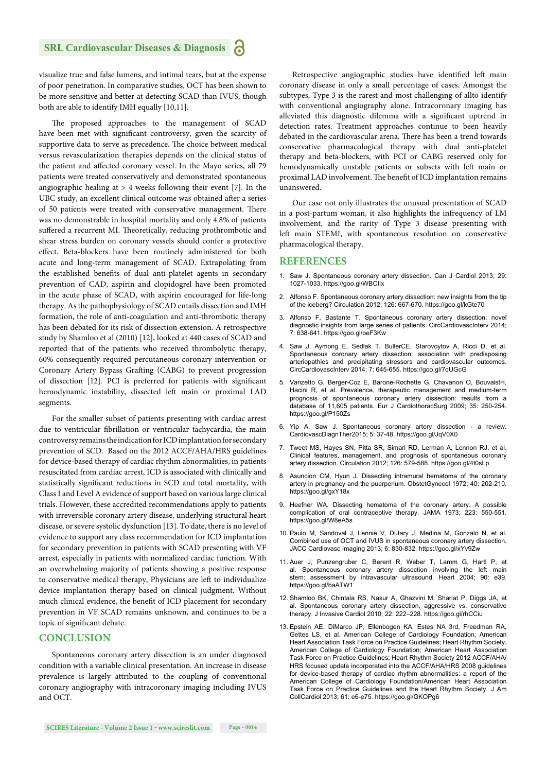visualize true and false lumens, and intimal tears, but at the expense of poor penetration. In comparative studies, OCT has been shown to be more sensitive and better at detecting SCAD than IVUS, though both are able to identify IMH equally [10,11].

The proposed approaches to the management of SCAD have been met with significant controversy, given the scarcity of supportive data to serve as precedence. The choice between medical versus revascularization therapies depends on the clinical status of the patient and affected coronary vessel. In the Mayo series, all 79 patients were treated conservatively and demonstrated spontaneous angiographic healing at > 4 weeks following their event [7]. In the UBC study, an excellent clinical outcome was obtained after a series of 50 patients were treated with conservative management. There was no demonstrable in hospital mortality and only 4.8% of patients suffered a recurrent MI. Theoretically, reducing prothrombotic and shear stress burden on coronary vessels should confer a protective effect. Beta-blockers have been routinely administered for both acute and long-term management of SCAD. Extrapolating from the established benefits of dual anti-platelet agents in secondary prevention of CAD, aspirin and clopidogrel have been promoted in the acute phase of SCAD, with aspirin encouraged for life-long therapy. As the pathophysiology of SCAD entails dissection and IMH formation, the role of anti-coagulation and anti-thrombotic therapy has been debated for its risk of dissection extension. A retrospective study by Shamloo et al (2010) [12], looked at 440 cases of SCAD and reported that of the patients who received thrombolytic therapy, 60% consequently required percutaneous coronary intervention or Coronary Artery Bypass Grafting (CABG) to prevent progression of dissection [12]. PCI is preferred for patients with significant hemodynamic instability, dissected left main or proximal LAD segments.

For the smaller subset of patients presenting with cardiac arrest due to ventricular fibrillation or ventricular tachycardia, the main controversy remains the indication for ICD implantation for secondary prevention of SCD. Based on the 2012 ACCF/AHA/HRS guidelines for device-based therapy of cardiac rhythm abnormalities, in patients resuscitated from cardiac arrest, ICD is associated with clinically and statistically significant reductions in SCD and total mortality, with Class I and Level A evidence of support based on various large clinical trials. However, these accredited recommendations apply to patients with irreversible coronary artery disease, underlying structural heart disease, or severe systolic dysfunction [13]. To date, there is no level of evidence to support any class recommendation for ICD implantation for secondary prevention in patients with SCAD presenting with VF arrest, especially in patients with normalized cardiac function. With an overwhelming majority of patients showing a positive response to conservative medical therapy, Physicians are left to individualize device implantation therapy based on clinical judgment. Without much clinical evidence, the benefit of ICD placement for secondary prevention in VF SCAD remains unknown, and continues to be a topic of significant debate.

## CONCLUSION

Spontaneous coronary artery dissection is an under diagnosed condition with a variable clinical presentation. An increase in disease prevalence is largely attributed to the coupling of conventional coronary angiography with intracoronary imaging including IVUS and OCT.

Retrospective angiographic studies have identified left main coronary disease in only a small percentage of cases. Amongst the subtypes, Type 3 is the rarest and most challenging of allto identify with conventional angiography alone. Intracoronary imaging has alleviated this diagnostic dilemma with a significant uptrend in detection rates. Treatment approaches continue to been heavily debated in the cardiovascular arena. There has been a trend towards conservative pharmacological therapy with dual anti-platelet therapy and beta-blockers, with PCI or CABG reserved only for hemodynamically unstable patients or subsets with left main or proximal LAD involvement. The benefit of ICD implantation remains unanswered.

Our case not only illustrates the unusual presentation of SCAD in a post-partum woman, it also highlights the infrequency of LM involvement, and the rarity of Type 3 disease presenting with left main STEMI, with spontaneous resolution on conservative pharmacological therapy.

## REFERENCES

1. Saw J. Spontaneous coronary artery dissection. Can J Cardiol 2013; 29: 1027-1033. https://goo.gl/WBCIlx
2. Alfonso F. Spontaneous coronary artery dissection: new insights from the tip of the iceberg? Circulation 2012; 126: 667-670. https://goo.gl/kGte70
3. Alfonso F, Bastante T. Spontaneous coronary artery dissection: novel diagnostic insights from large series of patients. CircCardiovascInterv 2014; 7: 638-641. https://goo.gl/oeF3Kw
4. Saw J, Aymong E, Sedlak T, BullerCE, Starovoytov A, Ricci D, et al. Spontaneous coronary artery dissection: association with predisposing arteriopathies and precipitating stressors and cardiovascular outcomes. CircCardiovascInterv 2014; 7: 645-655. https://goo.gl/7qUGcG
5. Vanzetto G, Berger-Coz E, Barone-Rochette G, Chavanon O, BouvaistH, Hacini R, et al. Prevalence, therapeutic management and medium-term prognosis of spontaneous coronary artery dissection: results from a database of 11,605 patients. Eur J CardiothoracSurg 2009; 35: 250-254. https://goo.gl/P150Zs
6. Yip A, Saw J. Spontaneous coronary artery dissection - a review. CardiovascDiagnTher2015; 5: 37-48. https://goo.gl/JqV0X0
7. Tweet MS, Hayes SN, Pitta SR, Simari RD, Lerman A, Lennon RJ, et al. Clinical features, management, and prognosis of spontaneous coronary artery dissection. Circulation 2012; 126: 579-588. https://goo.gl/4t0sLp
8. Asuncion CM, Hyun J. Dissecting intramural hematoma of the coronary artery in pregnancy and the puerperium. ObstetGynecol 1972; 40: 202-210. https://goo.gl/gxY18x
9. Heefner WA. Dissecting hematoma of the coronary artery. A possible complication of oral contraceptive therapy. JAMA 1973; 223: 550-551. https://goo.gl/W8eA5s
10. Paulo M, Sandoval J, Lennie V, Dutary J, Medina M, Gonzalo N, et al. Combined use of OCT and IVUS in spontaneous coronary artery dissection. JACC Cardiovasc Imaging 2013; 6: 830-832. https://goo.gl/xYv9Zw
11. Auer J, Punzengruber C, Berent R, Weber T, Lamm G, Hartl P, et al. Spontaneous coronary artery dissection involving the left main stem: assessment by intravascular ultrasound. Heart 2004; 90: e39. https://goo.gl/baATW1
12. Shamloo BK, Chintala RS, Nasur A, Ghazvini M, Shariat P, Diggs JA, et al. Spontaneous coronary artery dissection, aggressive vs. conservative therapy. J Invasive Cardiol 2010; 22: 222–228. https://goo.gl/rhCCiu
13. Epstein AE, DiMarco JP, Ellenbogen KA, Estes NA 3rd, Freedman RA, Gettes LS, et al. American College of Cardiology Foundation; American Heart Association Task Force on Practice Guidelines; Heart Rhythm Society. American College of Cardiology Foundation; American Heart Association Task Force on Practice Guidelines; Heart Rhythm Society 2012 ACCF/AHA/HRS focused update incorporated into the ACCF/AHA/HRS 2008 guidelines for device-based therapy of cardiac rhythm abnormalities: a report of the American College of Cardiology Foundation/American Heart Association Task Force on Practice Guidelines and the Heart Rhythm Society. J Am CollCardiol 2013; 61: e6-e75. https://goo.gl/GKOPg6